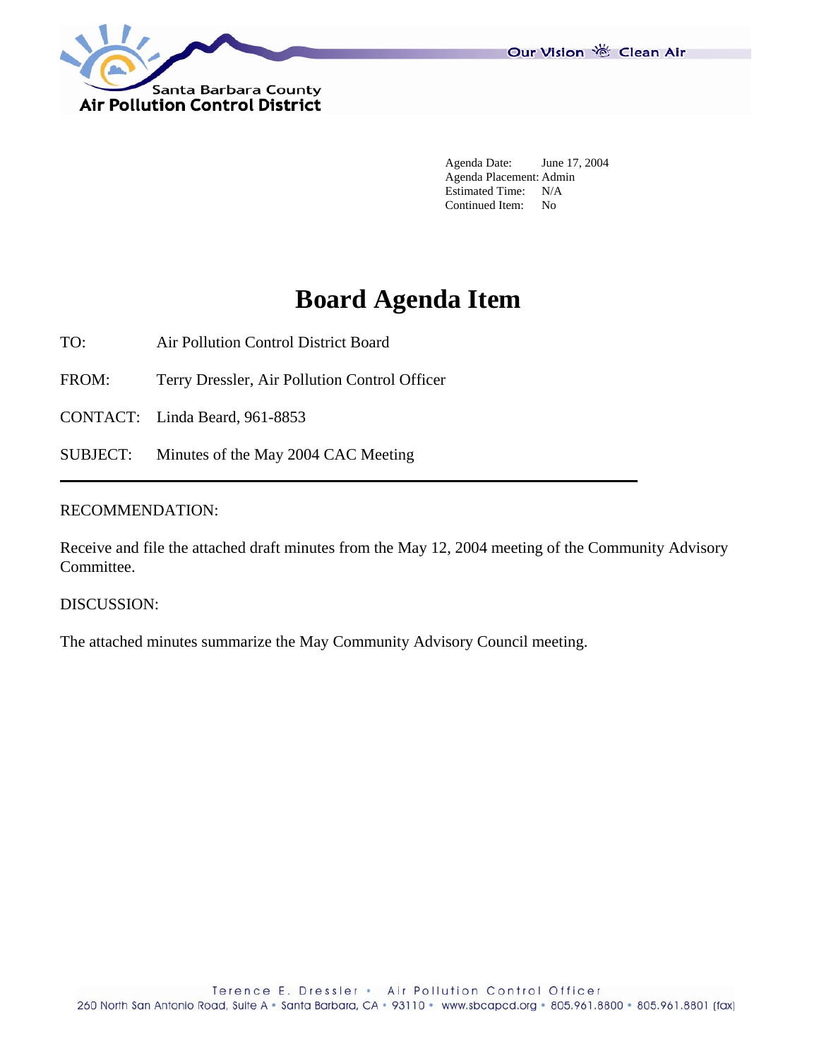Santa Barbara County
Air Pollution Control District

Our Vision Clean Air

Agenda Date: June 17, 2004
Agenda Placement: Admin
Estimated Time: N/A
Continued Item: No

# Board Agenda Item

TO: Air Pollution Control District Board

FROM: Terry Dressler, Air Pollution Control Officer

CONTACT: Linda Beard, 961-8853

SUBJECT: Minutes of the May 2004 CAC Meeting

---

RECOMMENDATION:

Receive and file the attached draft minutes from the May 12, 2004 meeting of the Community Advisory Committee.

DISCUSSION:

The attached minutes summarize the May Community Advisory Council meeting.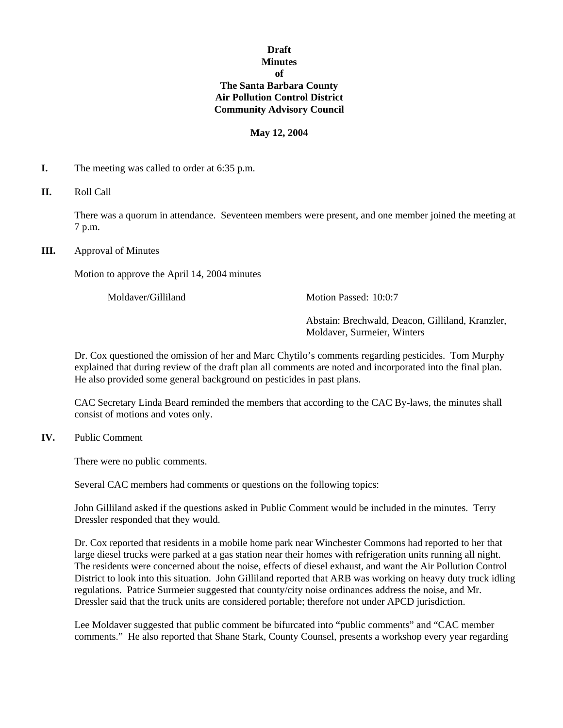**Draft**
**Minutes**
**of**
**The Santa Barbara County**
**Air Pollution Control District**
**Community Advisory Council**

**May 12, 2004**

**I.** The meeting was called to order at 6:35 p.m.

**II.** Roll Call

There was a quorum in attendance. Seventeen members were present, and one member joined the meeting at 7 p.m.

**III.** Approval of Minutes

Motion to approve the April 14, 2004 minutes

| | |
|---|---|
| Moldaver/Gilliland | Motion Passed: 10:0:7 |
| | Abstain: Brechwald, Deacon, Gilliland, Kranzler, Moldaver, Surmeier, Winters |

Dr. Cox questioned the omission of her and Marc Chytilo's comments regarding pesticides. Tom Murphy explained that during review of the draft plan all comments are noted and incorporated into the final plan. He also provided some general background on pesticides in past plans.

CAC Secretary Linda Beard reminded the members that according to the CAC By-laws, the minutes shall consist of motions and votes only.

**IV.** Public Comment

There were no public comments.

Several CAC members had comments or questions on the following topics:

John Gilliland asked if the questions asked in Public Comment would be included in the minutes. Terry Dressler responded that they would.

Dr. Cox reported that residents in a mobile home park near Winchester Commons had reported to her that large diesel trucks were parked at a gas station near their homes with refrigeration units running all night. The residents were concerned about the noise, effects of diesel exhaust, and want the Air Pollution Control District to look into this situation. John Gilliland reported that ARB was working on heavy duty truck idling regulations. Patrice Surmeier suggested that county/city noise ordinances address the noise, and Mr. Dressler said that the truck units are considered portable; therefore not under APCD jurisdiction.

Lee Moldaver suggested that public comment be bifurcated into "public comments" and "CAC member comments." He also reported that Shane Stark, County Counsel, presents a workshop every year regarding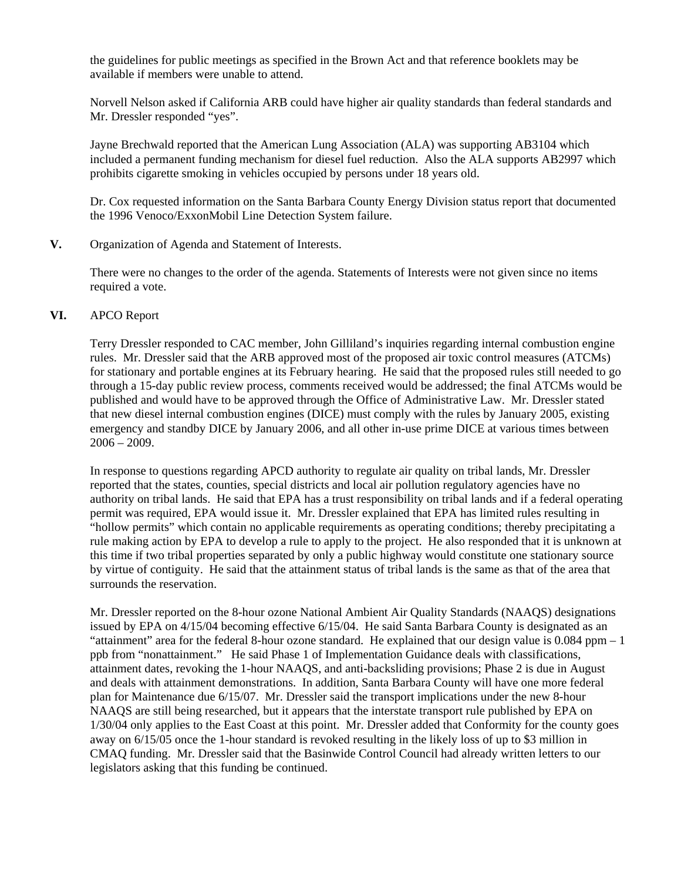the guidelines for public meetings as specified in the Brown Act and that reference booklets may be available if members were unable to attend.

Norvell Nelson asked if California ARB could have higher air quality standards than federal standards and Mr. Dressler responded "yes".

Jayne Brechwald reported that the American Lung Association (ALA) was supporting AB3104 which included a permanent funding mechanism for diesel fuel reduction. Also the ALA supports AB2997 which prohibits cigarette smoking in vehicles occupied by persons under 18 years old.

Dr. Cox requested information on the Santa Barbara County Energy Division status report that documented the 1996 Venoco/ExxonMobil Line Detection System failure.

**V.** Organization of Agenda and Statement of Interests.

There were no changes to the order of the agenda. Statements of Interests were not given since no items required a vote.

**VI.** APCO Report

Terry Dressler responded to CAC member, John Gilliland's inquiries regarding internal combustion engine rules. Mr. Dressler said that the ARB approved most of the proposed air toxic control measures (ATCMs) for stationary and portable engines at its February hearing. He said that the proposed rules still needed to go through a 15-day public review process, comments received would be addressed; the final ATCMs would be published and would have to be approved through the Office of Administrative Law. Mr. Dressler stated that new diesel internal combustion engines (DICE) must comply with the rules by January 2005, existing emergency and standby DICE by January 2006, and all other in-use prime DICE at various times between 2006 – 2009.

In response to questions regarding APCD authority to regulate air quality on tribal lands, Mr. Dressler reported that the states, counties, special districts and local air pollution regulatory agencies have no authority on tribal lands. He said that EPA has a trust responsibility on tribal lands and if a federal operating permit was required, EPA would issue it. Mr. Dressler explained that EPA has limited rules resulting in "hollow permits" which contain no applicable requirements as operating conditions; thereby precipitating a rule making action by EPA to develop a rule to apply to the project. He also responded that it is unknown at this time if two tribal properties separated by only a public highway would constitute one stationary source by virtue of contiguity. He said that the attainment status of tribal lands is the same as that of the area that surrounds the reservation.

Mr. Dressler reported on the 8-hour ozone National Ambient Air Quality Standards (NAAQS) designations issued by EPA on 4/15/04 becoming effective 6/15/04. He said Santa Barbara County is designated as an "attainment" area for the federal 8-hour ozone standard. He explained that our design value is 0.084 ppm – 1 ppb from "nonattainment." He said Phase 1 of Implementation Guidance deals with classifications, attainment dates, revoking the 1-hour NAAQS, and anti-backsliding provisions; Phase 2 is due in August and deals with attainment demonstrations. In addition, Santa Barbara County will have one more federal plan for Maintenance due 6/15/07. Mr. Dressler said the transport implications under the new 8-hour NAAQS are still being researched, but it appears that the interstate transport rule published by EPA on 1/30/04 only applies to the East Coast at this point. Mr. Dressler added that Conformity for the county goes away on 6/15/05 once the 1-hour standard is revoked resulting in the likely loss of up to $3 million in CMAQ funding. Mr. Dressler said that the Basinwide Control Council had already written letters to our legislators asking that this funding be continued.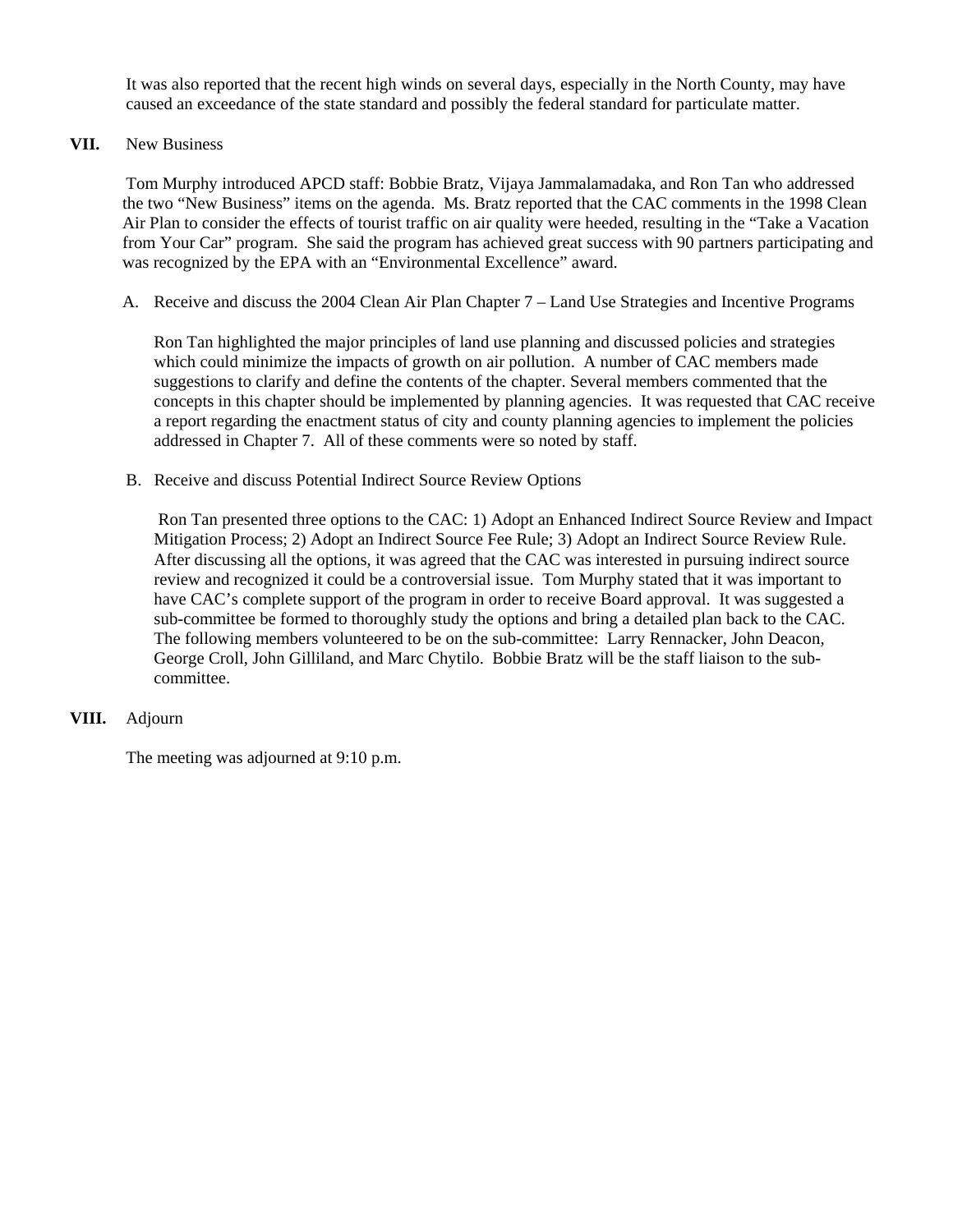It was also reported that the recent high winds on several days, especially in the North County, may have caused an exceedance of the state standard and possibly the federal standard for particulate matter.

**VII.** New Business

Tom Murphy introduced APCD staff: Bobbie Bratz, Vijaya Jammalamadaka, and Ron Tan who addressed the two "New Business" items on the agenda. Ms. Bratz reported that the CAC comments in the 1998 Clean Air Plan to consider the effects of tourist traffic on air quality were heeded, resulting in the "Take a Vacation from Your Car" program. She said the program has achieved great success with 90 partners participating and was recognized by the EPA with an "Environmental Excellence" award.

A. Receive and discuss the 2004 Clean Air Plan Chapter 7 – Land Use Strategies and Incentive Programs

Ron Tan highlighted the major principles of land use planning and discussed policies and strategies which could minimize the impacts of growth on air pollution. A number of CAC members made suggestions to clarify and define the contents of the chapter. Several members commented that the concepts in this chapter should be implemented by planning agencies. It was requested that CAC receive a report regarding the enactment status of city and county planning agencies to implement the policies addressed in Chapter 7. All of these comments were so noted by staff.

B. Receive and discuss Potential Indirect Source Review Options

Ron Tan presented three options to the CAC: 1) Adopt an Enhanced Indirect Source Review and Impact Mitigation Process; 2) Adopt an Indirect Source Fee Rule; 3) Adopt an Indirect Source Review Rule. After discussing all the options, it was agreed that the CAC was interested in pursuing indirect source review and recognized it could be a controversial issue. Tom Murphy stated that it was important to have CAC's complete support of the program in order to receive Board approval. It was suggested a sub-committee be formed to thoroughly study the options and bring a detailed plan back to the CAC. The following members volunteered to be on the sub-committee: Larry Rennacker, John Deacon, George Croll, John Gilliland, and Marc Chytilo. Bobbie Bratz will be the staff liaison to the sub-committee.

**VIII.** Adjourn

The meeting was adjourned at 9:10 p.m.